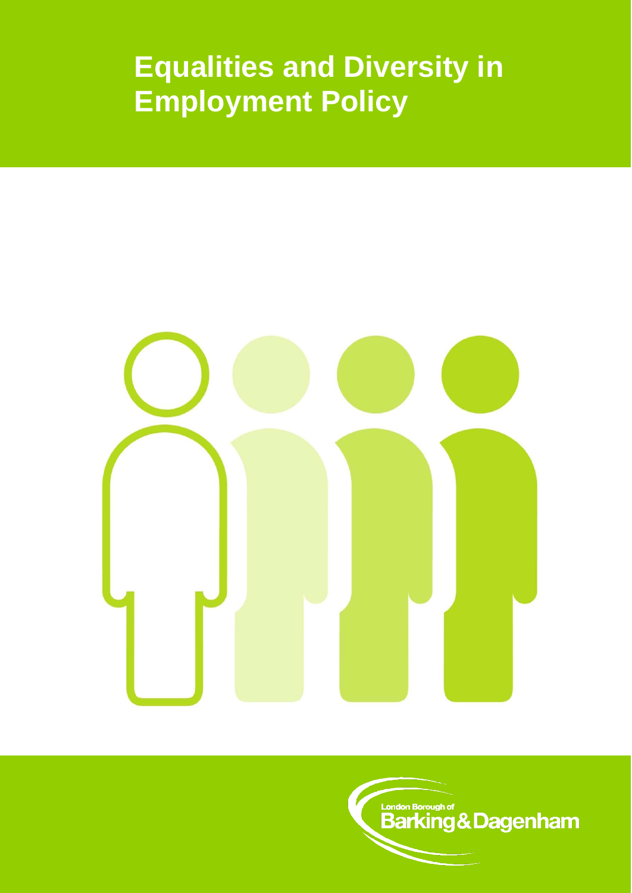# Equalities and Diversity in Employment Policy

London Borough of
Barking & Dagenham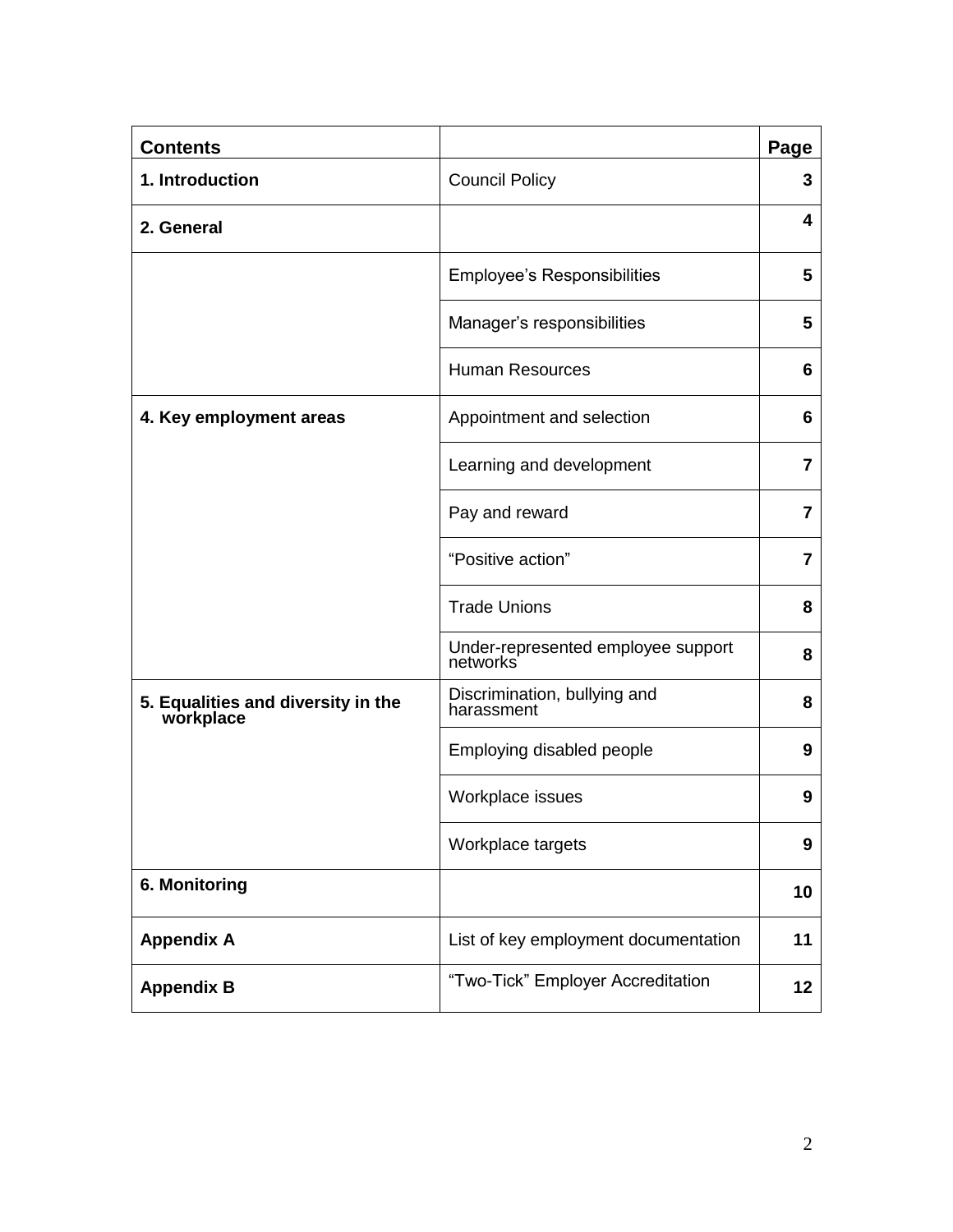| **Contents** | | **Page** |
|---|---|---|
| **1. Introduction** | Council Policy | **3** |
| **2. General** | | **4** |
| | Employee's Responsibilities | **5** |
| | Manager's responsibilities | **5** |
| | Human Resources | **6** |
| **4. Key employment areas** | Appointment and selection | **6** |
| | Learning and development | **7** |
| | Pay and reward | **7** |
| | "Positive action" | **7** |
| | Trade Unions | **8** |
| | Under-represented employee support networks | **8** |
| **5. Equalities and diversity in the workplace** | Discrimination, bullying and harassment | **8** |
| | Employing disabled people | **9** |
| | Workplace issues | **9** |
| | Workplace targets | **9** |
| **6. Monitoring** | | **10** |
| **Appendix A** | List of key employment documentation | **11** |
| **Appendix B** | "Two-Tick" Employer Accreditation | **12** |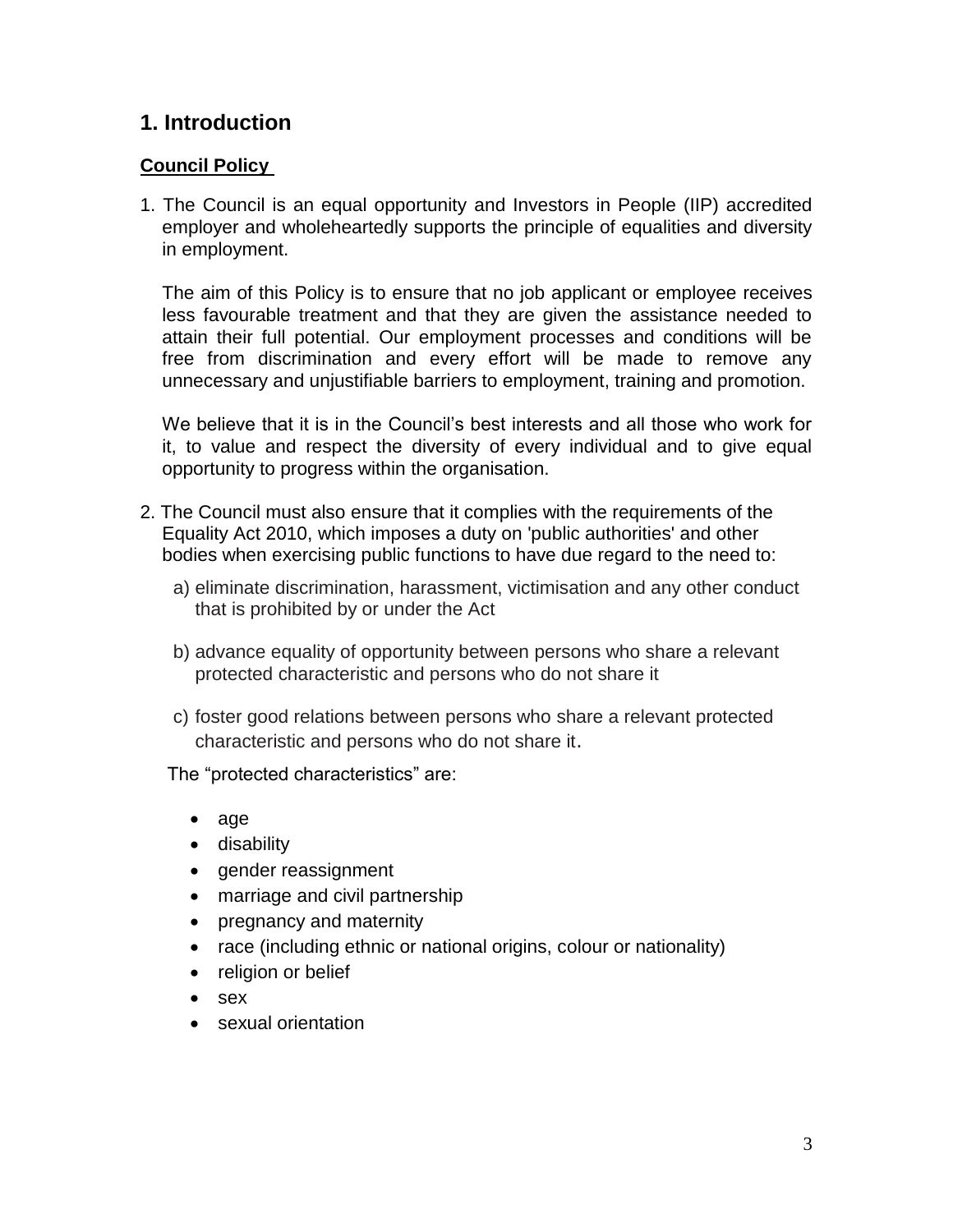# 1. Introduction

**Council Policy**

1. The Council is an equal opportunity and Investors in People (IIP) accredited employer and wholeheartedly supports the principle of equalities and diversity in employment.

   The aim of this Policy is to ensure that no job applicant or employee receives less favourable treatment and that they are given the assistance needed to attain their full potential. Our employment processes and conditions will be free from discrimination and every effort will be made to remove any unnecessary and unjustifiable barriers to employment, training and promotion.

   We believe that it is in the Council's best interests and all those who work for it, to value and respect the diversity of every individual and to give equal opportunity to progress within the organisation.

2. The Council must also ensure that it complies with the requirements of the Equality Act 2010, which imposes a duty on 'public authorities' and other bodies when exercising public functions to have due regard to the need to:

   a) eliminate discrimination, harassment, victimisation and any other conduct that is prohibited by or under the Act

   b) advance equality of opportunity between persons who share a relevant protected characteristic and persons who do not share it

   c) foster good relations between persons who share a relevant protected characteristic and persons who do not share it.

   The "protected characteristics" are:

   - age
   - disability
   - gender reassignment
   - marriage and civil partnership
   - pregnancy and maternity
   - race (including ethnic or national origins, colour or nationality)
   - religion or belief
   - sex
   - sexual orientation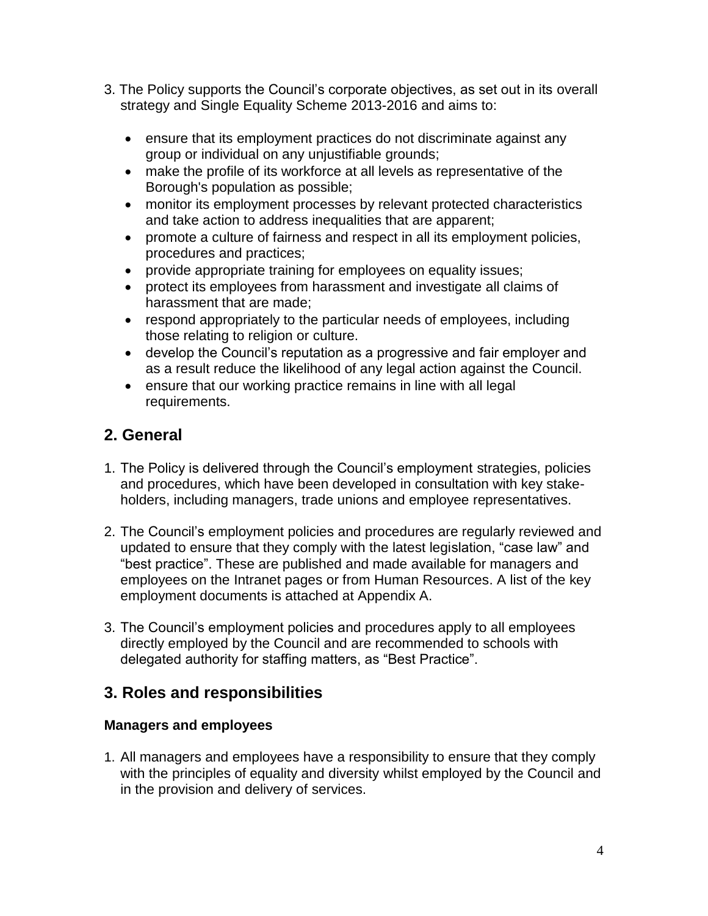3. The Policy supports the Council's corporate objectives, as set out in its overall strategy and Single Equality Scheme 2013-2016 and aims to:

   - ensure that its employment practices do not discriminate against any group or individual on any unjustifiable grounds;
   - make the profile of its workforce at all levels as representative of the Borough's population as possible;
   - monitor its employment processes by relevant protected characteristics and take action to address inequalities that are apparent;
   - promote a culture of fairness and respect in all its employment policies, procedures and practices;
   - provide appropriate training for employees on equality issues;
   - protect its employees from harassment and investigate all claims of harassment that are made;
   - respond appropriately to the particular needs of employees, including those relating to religion or culture.
   - develop the Council's reputation as a progressive and fair employer and as a result reduce the likelihood of any legal action against the Council.
   - ensure that our working practice remains in line with all legal requirements.

## 2. General

1. The Policy is delivered through the Council's employment strategies, policies and procedures, which have been developed in consultation with key stake-holders, including managers, trade unions and employee representatives.

2. The Council's employment policies and procedures are regularly reviewed and updated to ensure that they comply with the latest legislation, "case law" and "best practice". These are published and made available for managers and employees on the Intranet pages or from Human Resources. A list of the key employment documents is attached at Appendix A.

3. The Council's employment policies and procedures apply to all employees directly employed by the Council and are recommended to schools with delegated authority for staffing matters, as "Best Practice".

## 3. Roles and responsibilities

### Managers and employees

1. All managers and employees have a responsibility to ensure that they comply with the principles of equality and diversity whilst employed by the Council and in the provision and delivery of services.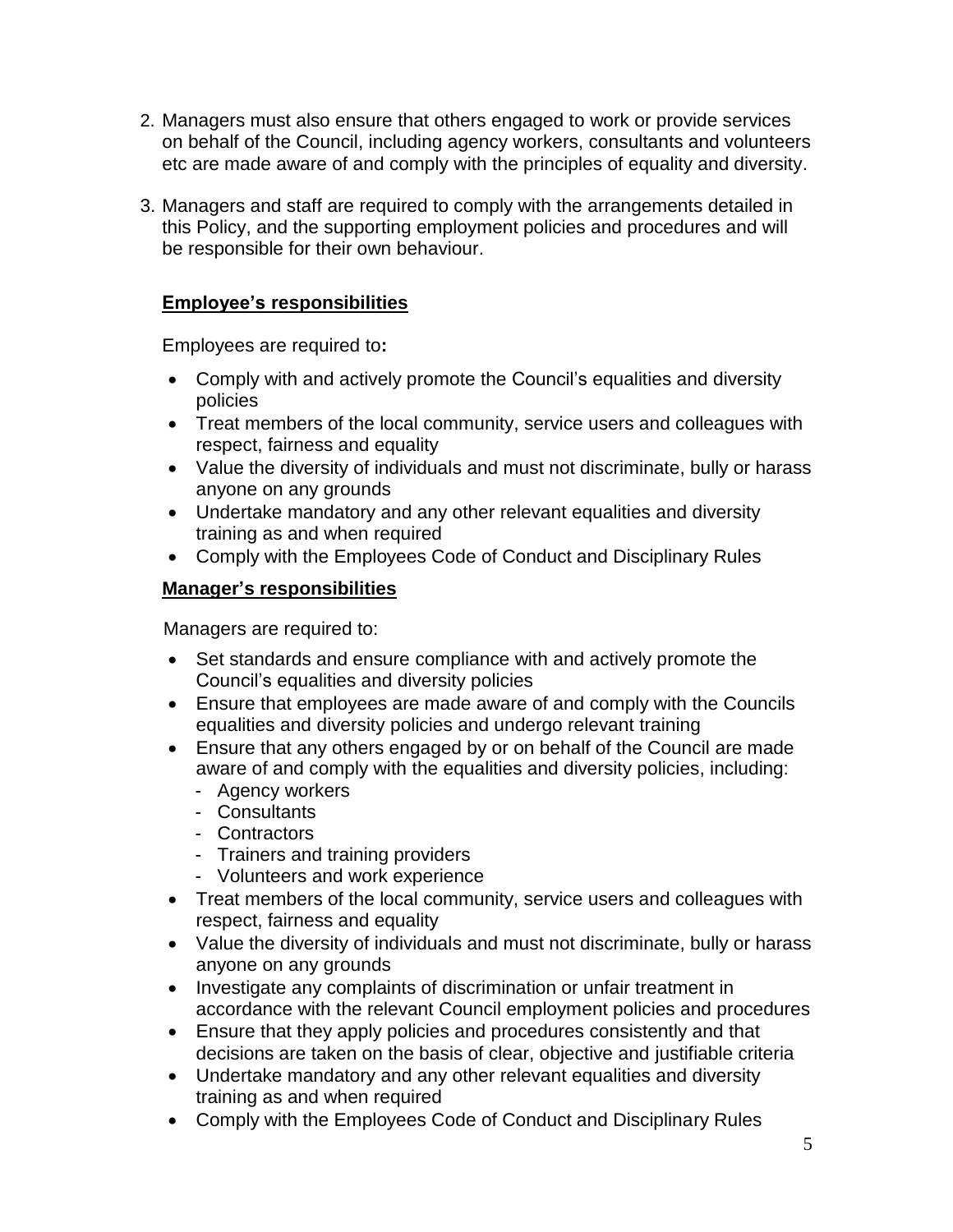2. Managers must also ensure that others engaged to work or provide services on behalf of the Council, including agency workers, consultants and volunteers etc are made aware of and comply with the principles of equality and diversity.

3. Managers and staff are required to comply with the arrangements detailed in this Policy, and the supporting employment policies and procedures and will be responsible for their own behaviour.

**Employee's responsibilities**

Employees are required to**:**

- Comply with and actively promote the Council's equalities and diversity policies
- Treat members of the local community, service users and colleagues with respect, fairness and equality
- Value the diversity of individuals and must not discriminate, bully or harass anyone on any grounds
- Undertake mandatory and any other relevant equalities and diversity training as and when required
- Comply with the Employees Code of Conduct and Disciplinary Rules

**Manager's responsibilities**

Managers are required to:

- Set standards and ensure compliance with and actively promote the Council's equalities and diversity policies
- Ensure that employees are made aware of and comply with the Councils equalities and diversity policies and undergo relevant training
- Ensure that any others engaged by or on behalf of the Council are made aware of and comply with the equalities and diversity policies, including:
  - Agency workers
  - Consultants
  - Contractors
  - Trainers and training providers
  - Volunteers and work experience
- Treat members of the local community, service users and colleagues with respect, fairness and equality
- Value the diversity of individuals and must not discriminate, bully or harass anyone on any grounds
- Investigate any complaints of discrimination or unfair treatment in accordance with the relevant Council employment policies and procedures
- Ensure that they apply policies and procedures consistently and that decisions are taken on the basis of clear, objective and justifiable criteria
- Undertake mandatory and any other relevant equalities and diversity training as and when required
- Comply with the Employees Code of Conduct and Disciplinary Rules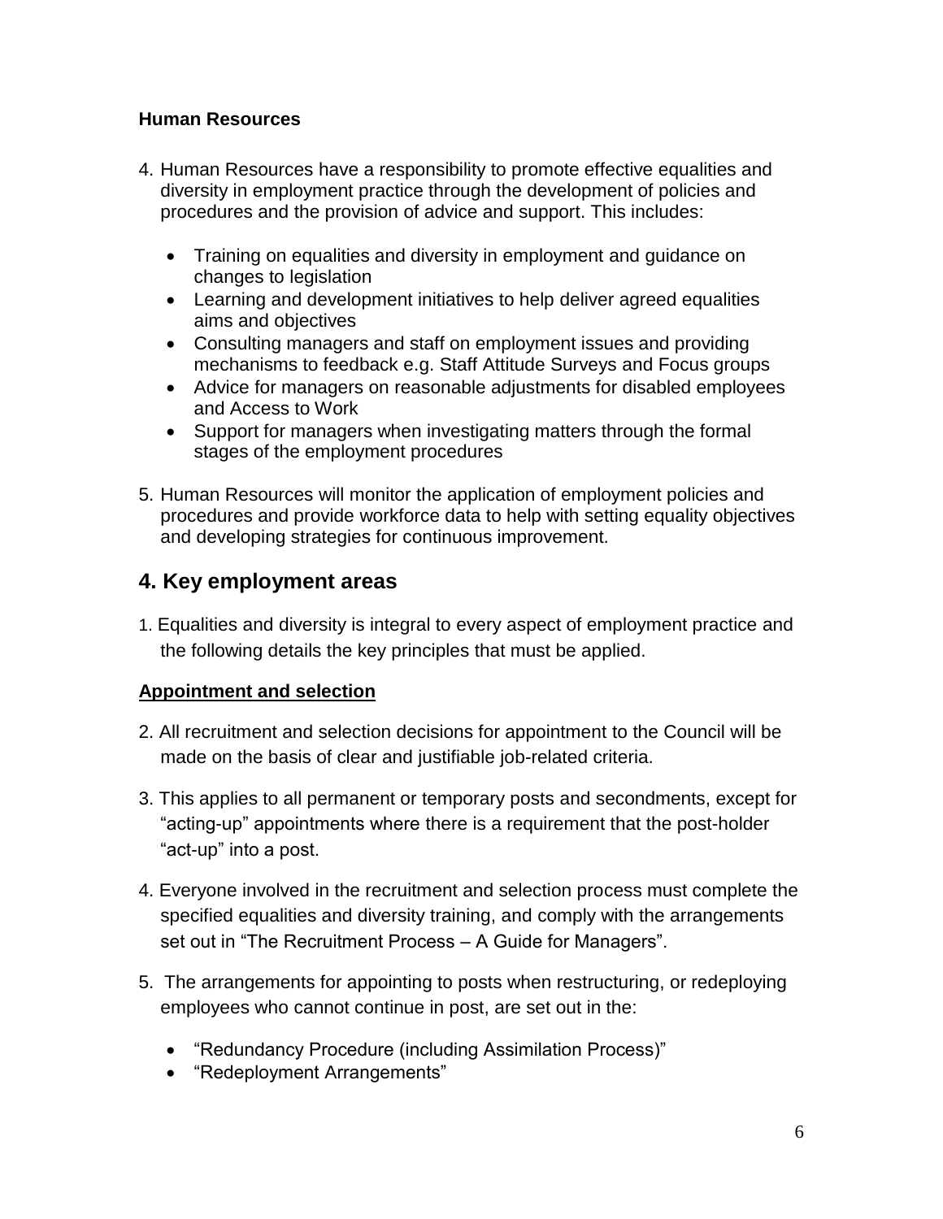**Human Resources**

4. Human Resources have a responsibility to promote effective equalities and diversity in employment practice through the development of policies and procedures and the provision of advice and support. This includes:

   - Training on equalities and diversity in employment and guidance on changes to legislation
   - Learning and development initiatives to help deliver agreed equalities aims and objectives
   - Consulting managers and staff on employment issues and providing mechanisms to feedback e.g. Staff Attitude Surveys and Focus groups
   - Advice for managers on reasonable adjustments for disabled employees and Access to Work
   - Support for managers when investigating matters through the formal stages of the employment procedures

5. Human Resources will monitor the application of employment policies and procedures and provide workforce data to help with setting equality objectives and developing strategies for continuous improvement.

## 4. Key employment areas

1. Equalities and diversity is integral to every aspect of employment practice and the following details the key principles that must be applied.

**Appointment and selection**

2. All recruitment and selection decisions for appointment to the Council will be made on the basis of clear and justifiable job-related criteria.

3. This applies to all permanent or temporary posts and secondments, except for "acting-up" appointments where there is a requirement that the post-holder "act-up" into a post.

4. Everyone involved in the recruitment and selection process must complete the specified equalities and diversity training, and comply with the arrangements set out in "The Recruitment Process – A Guide for Managers".

5. The arrangements for appointing to posts when restructuring, or redeploying employees who cannot continue in post, are set out in the:

   - "Redundancy Procedure (including Assimilation Process)"
   - "Redeployment Arrangements"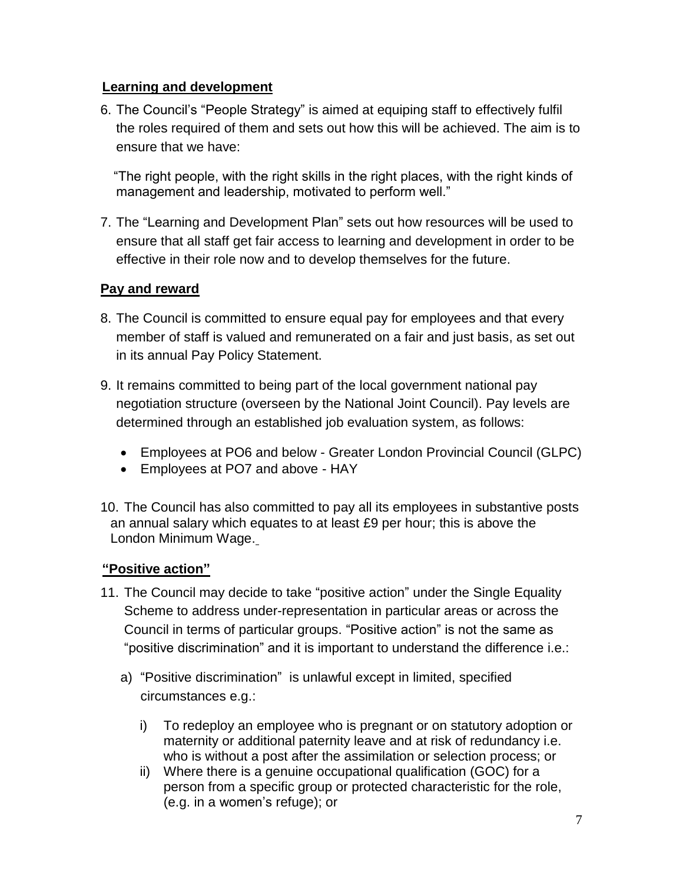## Learning and development

6. The Council's "People Strategy" is aimed at equiping staff to effectively fulfil the roles required of them and sets out how this will be achieved. The aim is to ensure that we have:

   "The right people, with the right skills in the right places, with the right kinds of management and leadership, motivated to perform well."

7. The "Learning and Development Plan" sets out how resources will be used to ensure that all staff get fair access to learning and development in order to be effective in their role now and to develop themselves for the future.

## Pay and reward

8. The Council is committed to ensure equal pay for employees and that every member of staff is valued and remunerated on a fair and just basis, as set out in its annual Pay Policy Statement.

9. It remains committed to being part of the local government national pay negotiation structure (overseen by the National Joint Council). Pay levels are determined through an established job evaluation system, as follows:

   - Employees at PO6 and below - Greater London Provincial Council (GLPC)
   - Employees at PO7 and above - HAY

10. The Council has also committed to pay all its employees in substantive posts an annual salary which equates to at least £9 per hour; this is above the London Minimum Wage.

## "Positive action"

11. The Council may decide to take "positive action" under the Single Equality Scheme to address under-representation in particular areas or across the Council in terms of particular groups. "Positive action" is not the same as "positive discrimination" and it is important to understand the difference i.e.:

    a) "Positive discrimination" is unlawful except in limited, specified circumstances e.g.:

       i) To redeploy an employee who is pregnant or on statutory adoption or maternity or additional paternity leave and at risk of redundancy i.e. who is without a post after the assimilation or selection process; or
       ii) Where there is a genuine occupational qualification (GOC) for a person from a specific group or protected characteristic for the role, (e.g. in a women's refuge); or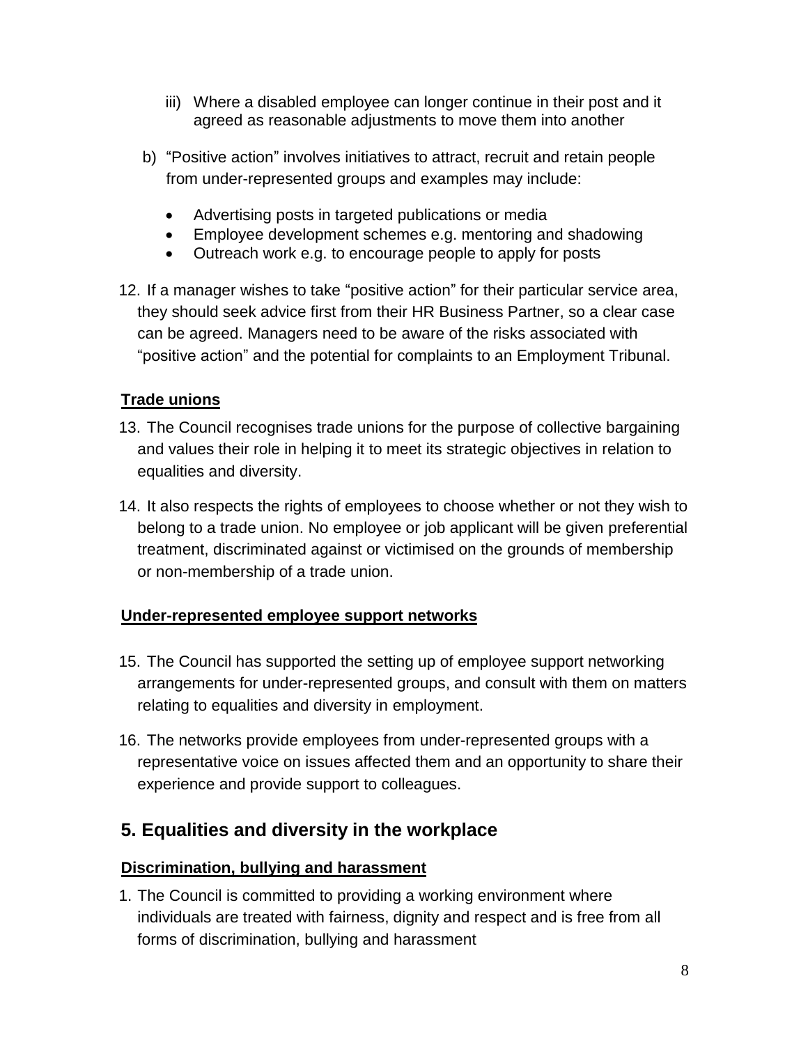iii) Where a disabled employee can longer continue in their post and it agreed as reasonable adjustments to move them into another

b) "Positive action" involves initiatives to attract, recruit and retain people from under-represented groups and examples may include:

- Advertising posts in targeted publications or media
- Employee development schemes e.g. mentoring and shadowing
- Outreach work e.g. to encourage people to apply for posts

12. If a manager wishes to take "positive action" for their particular service area, they should seek advice first from their HR Business Partner, so a clear case can be agreed. Managers need to be aware of the risks associated with "positive action" and the potential for complaints to an Employment Tribunal.

**Trade unions**

13. The Council recognises trade unions for the purpose of collective bargaining and values their role in helping it to meet its strategic objectives in relation to equalities and diversity.

14. It also respects the rights of employees to choose whether or not they wish to belong to a trade union. No employee or job applicant will be given preferential treatment, discriminated against or victimised on the grounds of membership or non-membership of a trade union.

**Under-represented employee support networks**

15. The Council has supported the setting up of employee support networking arrangements for under-represented groups, and consult with them on matters relating to equalities and diversity in employment.

16. The networks provide employees from under-represented groups with a representative voice on issues affected them and an opportunity to share their experience and provide support to colleagues.

## 5. Equalities and diversity in the workplace

**Discrimination, bullying and harassment**

1. The Council is committed to providing a working environment where individuals are treated with fairness, dignity and respect and is free from all forms of discrimination, bullying and harassment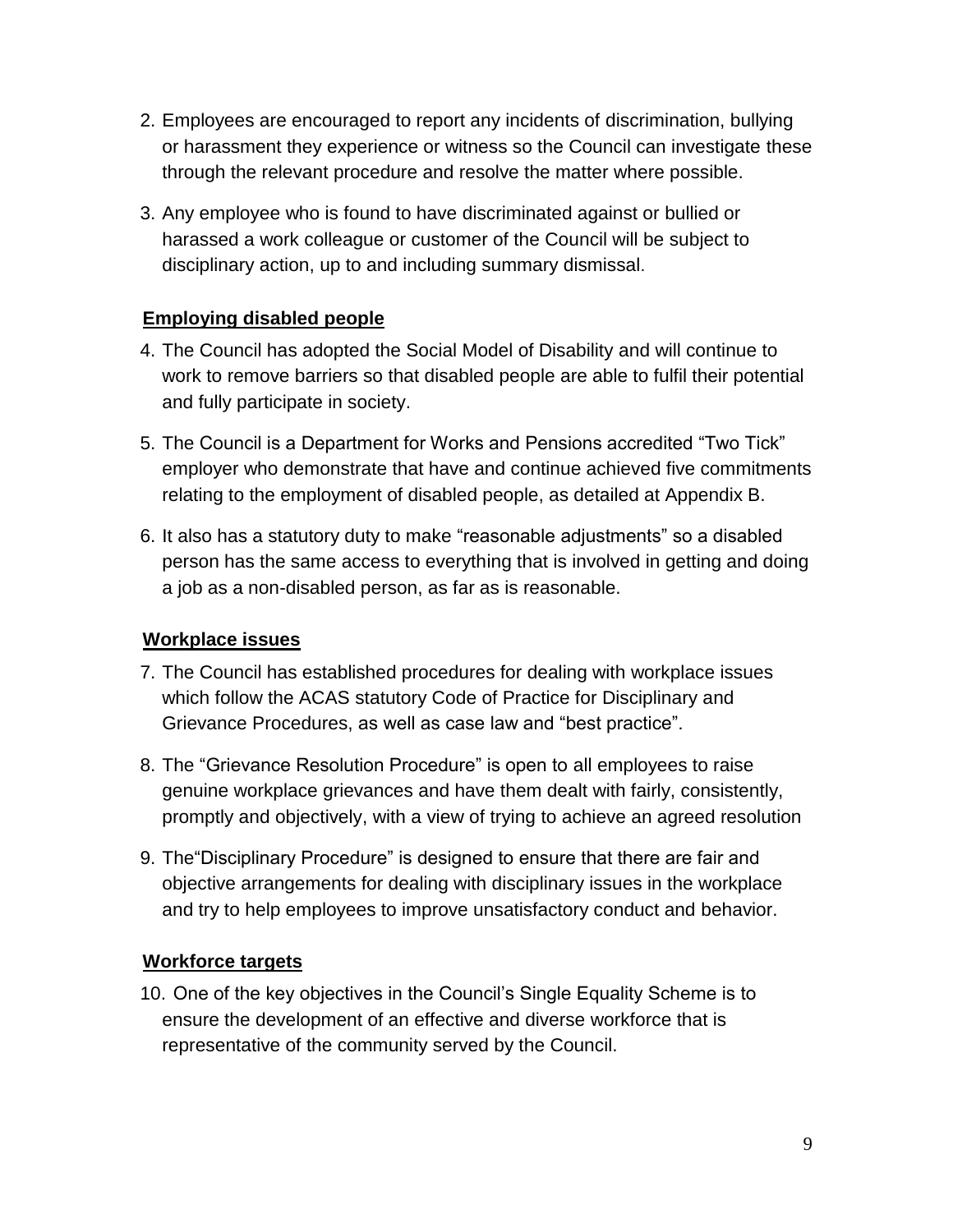2. Employees are encouraged to report any incidents of discrimination, bullying or harassment they experience or witness so the Council can investigate these through the relevant procedure and resolve the matter where possible.

3. Any employee who is found to have discriminated against or bullied or harassed a work colleague or customer of the Council will be subject to disciplinary action, up to and including summary dismissal.

**Employing disabled people**

4. The Council has adopted the Social Model of Disability and will continue to work to remove barriers so that disabled people are able to fulfil their potential and fully participate in society.

5. The Council is a Department for Works and Pensions accredited "Two Tick" employer who demonstrate that have and continue achieved five commitments relating to the employment of disabled people, as detailed at Appendix B.

6. It also has a statutory duty to make "reasonable adjustments" so a disabled person has the same access to everything that is involved in getting and doing a job as a non-disabled person, as far as is reasonable.

**Workplace issues**

7. The Council has established procedures for dealing with workplace issues which follow the ACAS statutory Code of Practice for Disciplinary and Grievance Procedures, as well as case law and "best practice".

8. The "Grievance Resolution Procedure" is open to all employees to raise genuine workplace grievances and have them dealt with fairly, consistently, promptly and objectively, with a view of trying to achieve an agreed resolution

9. The"Disciplinary Procedure" is designed to ensure that there are fair and objective arrangements for dealing with disciplinary issues in the workplace and try to help employees to improve unsatisfactory conduct and behavior.

**Workforce targets**

10. One of the key objectives in the Council's Single Equality Scheme is to ensure the development of an effective and diverse workforce that is representative of the community served by the Council.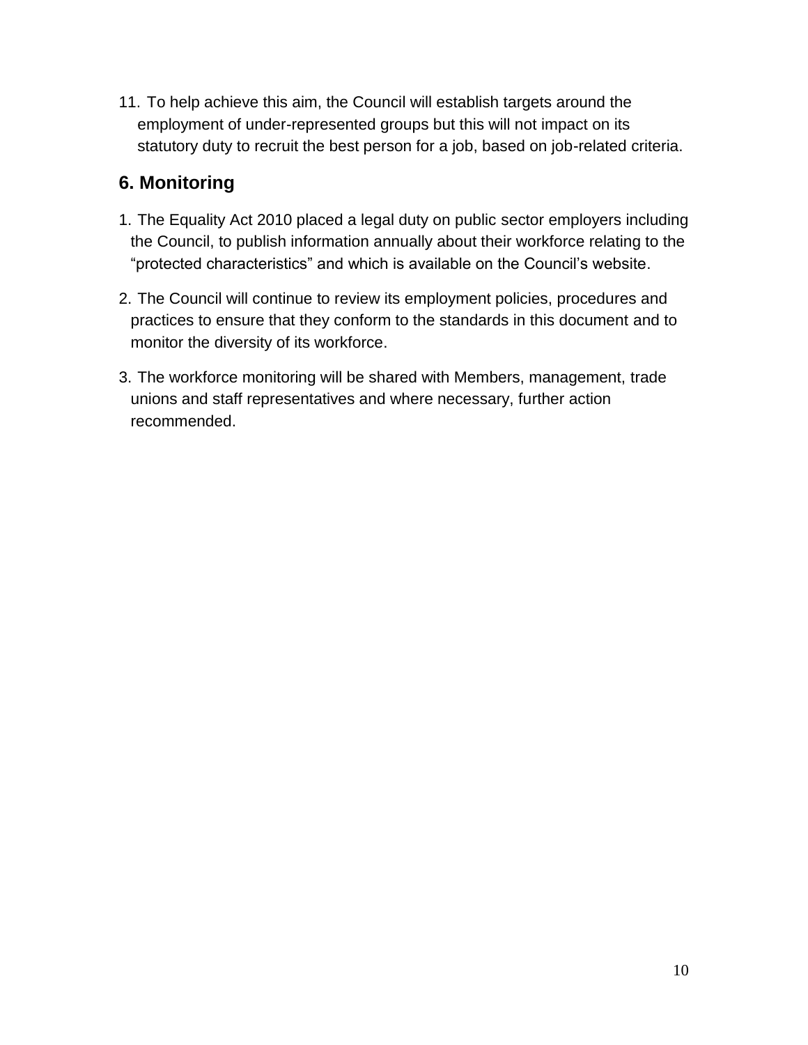11. To help achieve this aim, the Council will establish targets around the employment of under-represented groups but this will not impact on its statutory duty to recruit the best person for a job, based on job-related criteria.

## 6. Monitoring

1. The Equality Act 2010 placed a legal duty on public sector employers including the Council, to publish information annually about their workforce relating to the "protected characteristics" and which is available on the Council's website.

2. The Council will continue to review its employment policies, procedures and practices to ensure that they conform to the standards in this document and to monitor the diversity of its workforce.

3. The workforce monitoring will be shared with Members, management, trade unions and staff representatives and where necessary, further action recommended.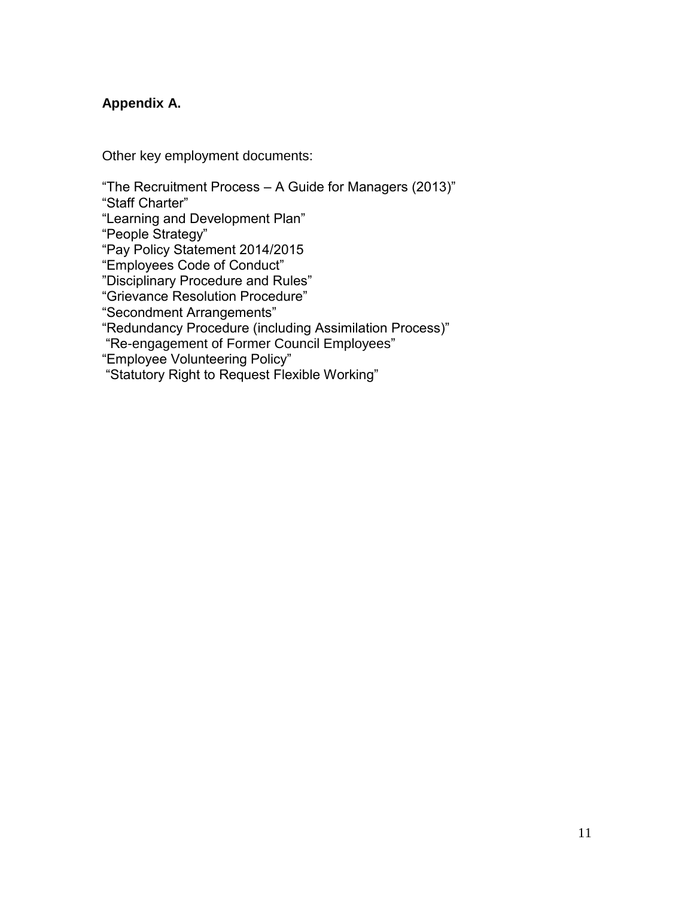## Appendix A.

Other key employment documents:

“The Recruitment Process – A Guide for Managers (2013)”
“Staff Charter”
“Learning and Development Plan”
“People Strategy”
“Pay Policy Statement 2014/2015
“Employees Code of Conduct”
”Disciplinary Procedure and Rules”
“Grievance Resolution Procedure”
“Secondment Arrangements”
“Redundancy Procedure (including Assimilation Process)”
“Re-engagement of Former Council Employees”
“Employee Volunteering Policy”
“Statutory Right to Request Flexible Working”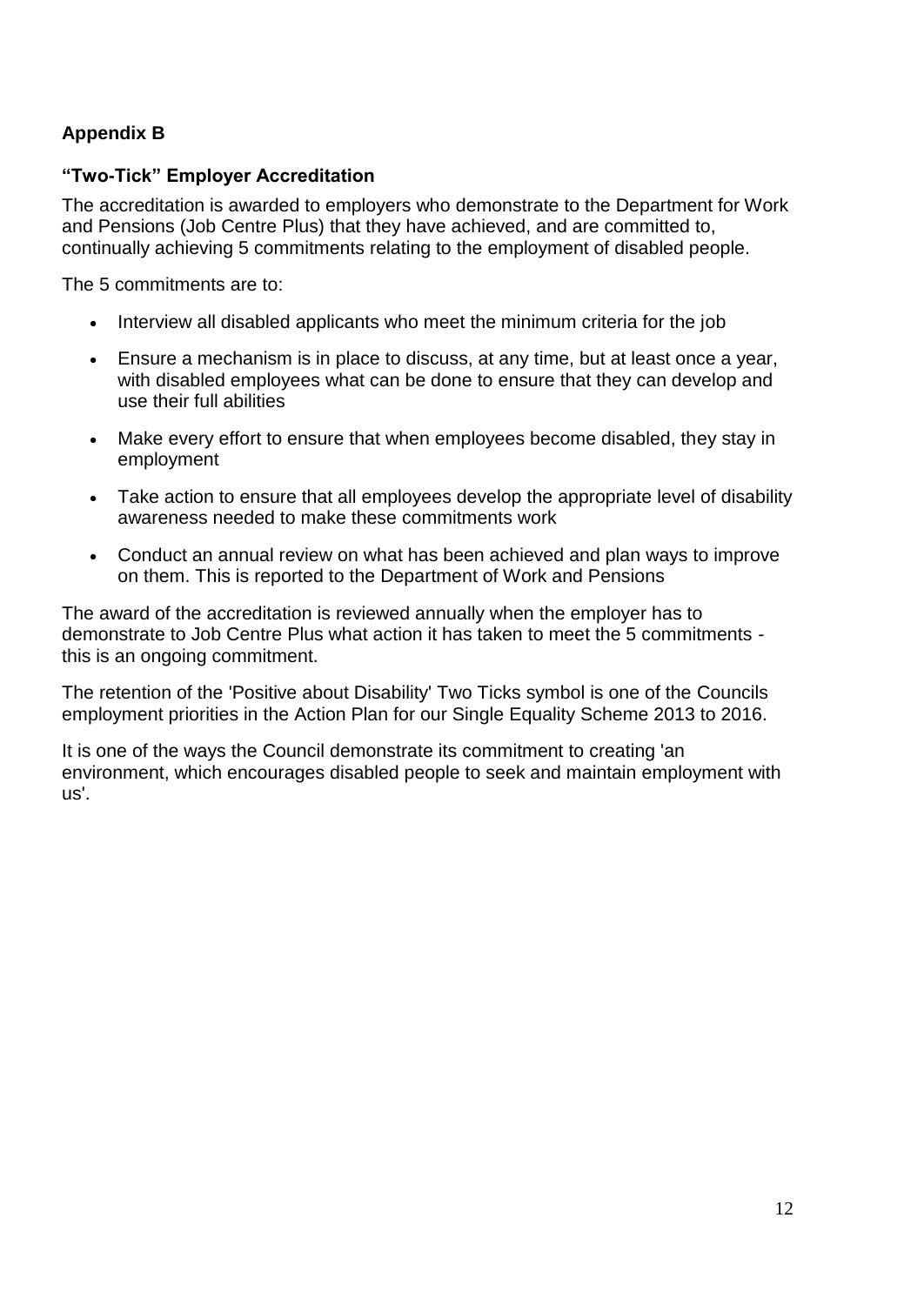## Appendix B

### "Two-Tick" Employer Accreditation

The accreditation is awarded to employers who demonstrate to the Department for Work and Pensions (Job Centre Plus) that they have achieved, and are committed to, continually achieving 5 commitments relating to the employment of disabled people.

The 5 commitments are to:

- Interview all disabled applicants who meet the minimum criteria for the job
- Ensure a mechanism is in place to discuss, at any time, but at least once a year, with disabled employees what can be done to ensure that they can develop and use their full abilities
- Make every effort to ensure that when employees become disabled, they stay in employment
- Take action to ensure that all employees develop the appropriate level of disability awareness needed to make these commitments work
- Conduct an annual review on what has been achieved and plan ways to improve on them. This is reported to the Department of Work and Pensions

The award of the accreditation is reviewed annually when the employer has to demonstrate to Job Centre Plus what action it has taken to meet the 5 commitments - this is an ongoing commitment.

The retention of the 'Positive about Disability' Two Ticks symbol is one of the Councils employment priorities in the Action Plan for our Single Equality Scheme 2013 to 2016.

It is one of the ways the Council demonstrate its commitment to creating 'an environment, which encourages disabled people to seek and maintain employment with us'.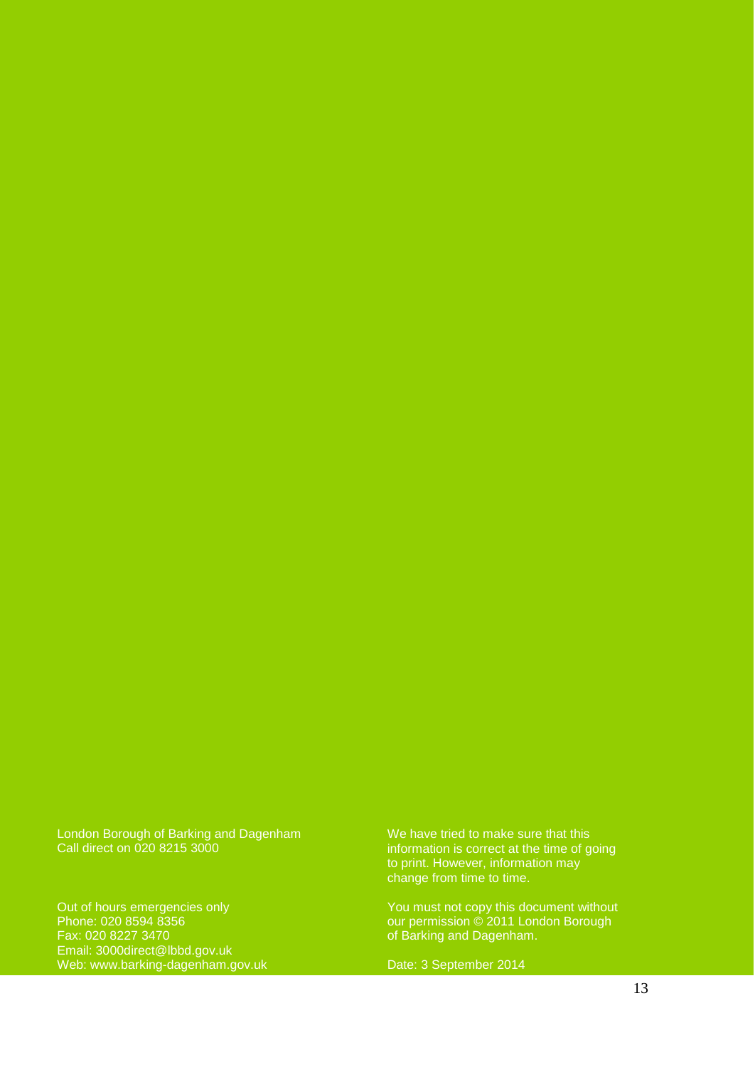London Borough of Barking and Dagenham
Call direct on 020 8215 3000

Out of hours emergencies only
Phone: 020 8594 8356
Fax: 020 8227 3470
Email: 3000direct@lbbd.gov.uk
Web: www.barking-dagenham.gov.uk

We have tried to make sure that this information is correct at the time of going to print. However, information may change from time to time.

You must not copy this document without our permission © 2011 London Borough of Barking and Dagenham.

Date: 3 September 2014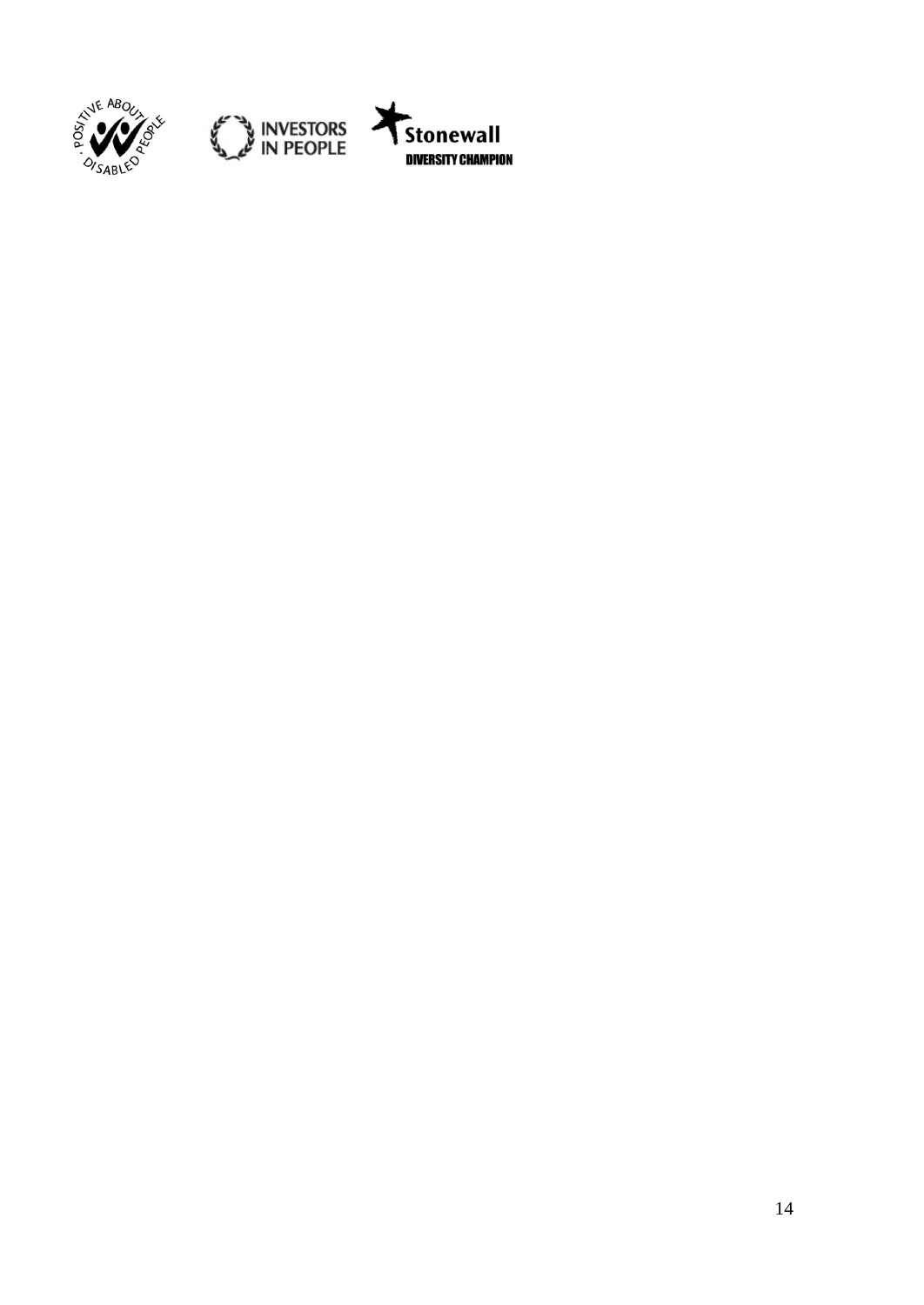POSITIVE ABOUT DISABLED PEOPLE

INVESTORS IN PEOPLE

Stonewall
DIVERSITY CHAMPION